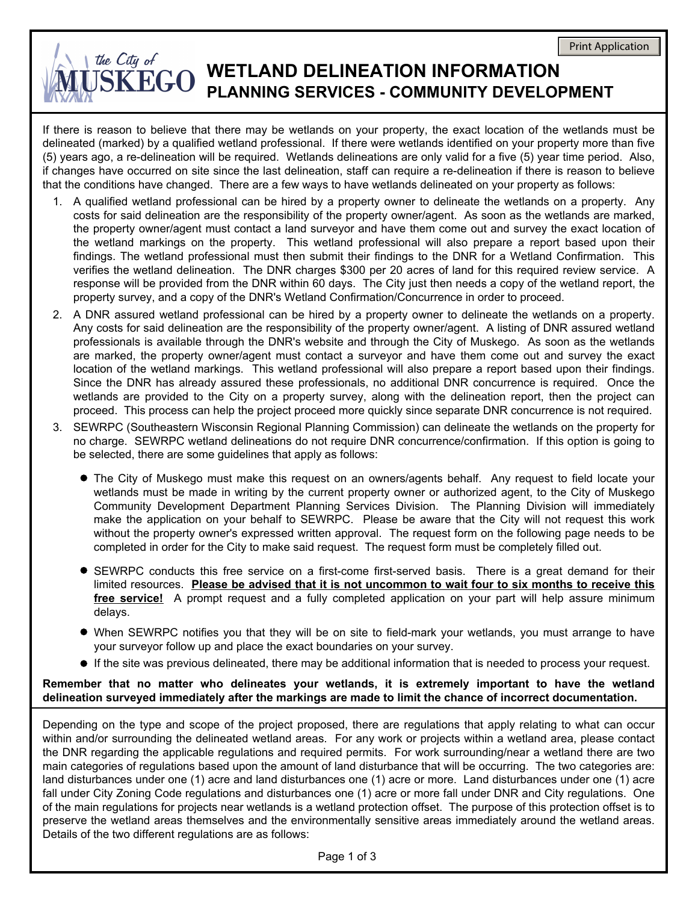# WETLAND DELINEATION INFORMATION
## PLANNING SERVICES - COMMUNITY DEVELOPMENT

If there is reason to believe that there may be wetlands on your property, the exact location of the wetlands must be delineated (marked) by a qualified wetland professional. If there were wetlands identified on your property more than five (5) years ago, a re-delineation will be required. Wetlands delineations are only valid for a five (5) year time period. Also, if changes have occurred on site since the last delineation, staff can require a re-delineation if there is reason to believe that the conditions have changed. There are a few ways to have wetlands delineated on your property as follows:

1. A qualified wetland professional can be hired by a property owner to delineate the wetlands on a property. Any costs for said delineation are the responsibility of the property owner/agent. As soon as the wetlands are marked, the property owner/agent must contact a land surveyor and have them come out and survey the exact location of the wetland markings on the property. This wetland professional will also prepare a report based upon their findings. The wetland professional must then submit their findings to the DNR for a Wetland Confirmation. This verifies the wetland delineation. The DNR charges $300 per 20 acres of land for this required review service. A response will be provided from the DNR within 60 days. The City just then needs a copy of the wetland report, the property survey, and a copy of the DNR's Wetland Confirmation/Concurrence in order to proceed.
2. A DNR assured wetland professional can be hired by a property owner to delineate the wetlands on a property. Any costs for said delineation are the responsibility of the property owner/agent. A listing of DNR assured wetland professionals is available through the DNR's website and through the City of Muskego. As soon as the wetlands are marked, the property owner/agent must contact a surveyor and have them come out and survey the exact location of the wetland markings. This wetland professional will also prepare a report based upon their findings. Since the DNR has already assured these professionals, no additional DNR concurrence is required. Once the wetlands are provided to the City on a property survey, along with the delineation report, then the project can proceed. This process can help the project proceed more quickly since separate DNR concurrence is not required.
3. SEWRPC (Southeastern Wisconsin Regional Planning Commission) can delineate the wetlands on the property for no charge. SEWRPC wetland delineations do not require DNR concurrence/confirmation. If this option is going to be selected, there are some guidelines that apply as follows:
   - The City of Muskego must make this request on an owners/agents behalf. Any request to field locate your wetlands must be made in writing by the current property owner or authorized agent, to the City of Muskego Community Development Department Planning Services Division. The Planning Division will immediately make the application on your behalf to SEWRPC. Please be aware that the City will not request this work without the property owner's expressed written approval. The request form on the following page needs to be completed in order for the City to make said request. The request form must be completely filled out.
   - SEWRPC conducts this free service on a first-come first-served basis. There is a great demand for their limited resources. **Please be advised that it is not uncommon to wait four to six months to receive this free service!** A prompt request and a fully completed application on your part will help assure minimum delays.
   - When SEWRPC notifies you that they will be on site to field-mark your wetlands, you must arrange to have your surveyor follow up and place the exact boundaries on your survey.
   - If the site was previous delineated, there may be additional information that is needed to process your request.

**Remember that no matter who delineates your wetlands, it is extremely important to have the wetland delineation surveyed immediately after the markings are made to limit the chance of incorrect documentation.**

Depending on the type and scope of the project proposed, there are regulations that apply relating to what can occur within and/or surrounding the delineated wetland areas. For any work or projects within a wetland area, please contact the DNR regarding the applicable regulations and required permits. For work surrounding/near a wetland there are two main categories of regulations based upon the amount of land disturbance that will be occurring. The two categories are: land disturbances under one (1) acre and land disturbances one (1) acre or more. Land disturbances under one (1) acre fall under City Zoning Code regulations and disturbances one (1) acre or more fall under DNR and City regulations. One of the main regulations for projects near wetlands is a wetland protection offset. The purpose of this protection offset is to preserve the wetland areas themselves and the environmentally sensitive areas immediately around the wetland areas. Details of the two different regulations are as follows: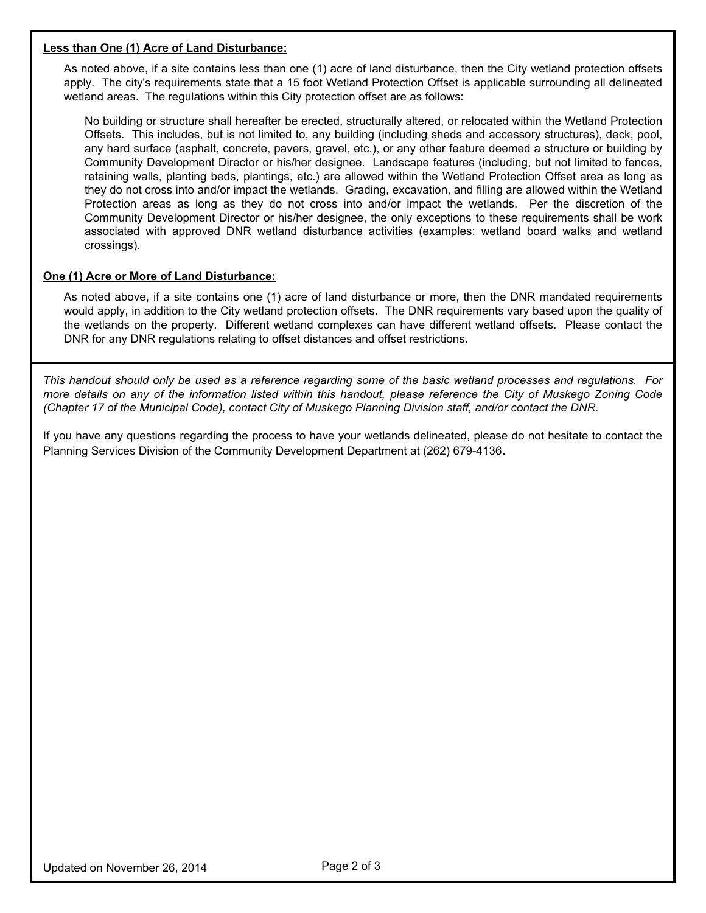**Less than One (1) Acre of Land Disturbance:**

As noted above, if a site contains less than one (1) acre of land disturbance, then the City wetland protection offsets apply. The city's requirements state that a 15 foot Wetland Protection Offset is applicable surrounding all delineated wetland areas. The regulations within this City protection offset are as follows:

> No building or structure shall hereafter be erected, structurally altered, or relocated within the Wetland Protection Offsets. This includes, but is not limited to, any building (including sheds and accessory structures), deck, pool, any hard surface (asphalt, concrete, pavers, gravel, etc.), or any other feature deemed a structure or building by Community Development Director or his/her designee. Landscape features (including, but not limited to fences, retaining walls, planting beds, plantings, etc.) are allowed within the Wetland Protection Offset area as long as they do not cross into and/or impact the wetlands. Grading, excavation, and filling are allowed within the Wetland Protection areas as long as they do not cross into and/or impact the wetlands. Per the discretion of the Community Development Director or his/her designee, the only exceptions to these requirements shall be work associated with approved DNR wetland disturbance activities (examples: wetland board walks and wetland crossings).

**One (1) Acre or More of Land Disturbance:**

As noted above, if a site contains one (1) acre of land disturbance or more, then the DNR mandated requirements would apply, in addition to the City wetland protection offsets. The DNR requirements vary based upon the quality of the wetlands on the property. Different wetland complexes can have different wetland offsets. Please contact the DNR for any DNR regulations relating to offset distances and offset restrictions.

*This handout should only be used as a reference regarding some of the basic wetland processes and regulations. For more details on any of the information listed within this handout, please reference the City of Muskego Zoning Code (Chapter 17 of the Municipal Code), contact City of Muskego Planning Division staff, and/or contact the DNR.*

If you have any questions regarding the process to have your wetlands delineated, please do not hesitate to contact the Planning Services Division of the Community Development Department at (262) 679-4136.

Updated on November 26, 2014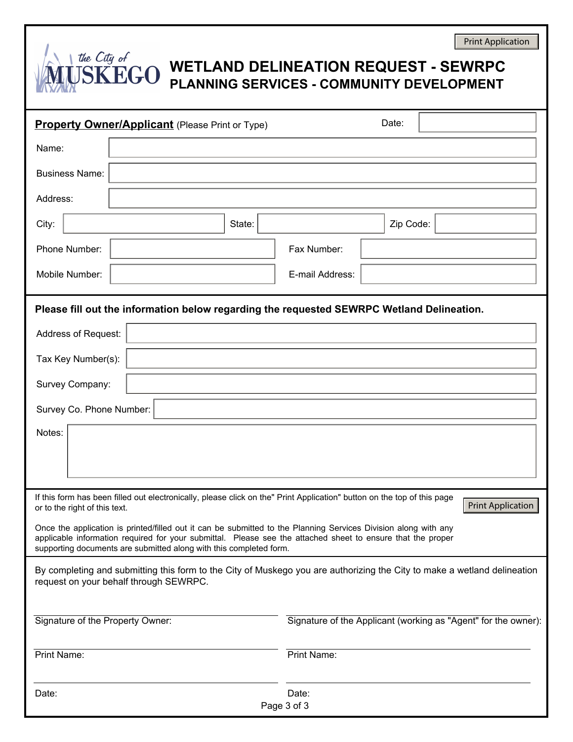Print Application

the City of MUSKEGO

# WETLAND DELINEATION REQUEST - SEWRPC
## PLANNING SERVICES - COMMUNITY DEVELOPMENT

**Property Owner/Applicant** (Please Print or Type) Date:

Name:

Business Name:

Address:

City: State: Zip Code:

Phone Number: Fax Number:

Mobile Number: E-mail Address:

**Please fill out the information below regarding the requested SEWRPC Wetland Delineation.**

Address of Request:

Tax Key Number(s):

Survey Company:

Survey Co. Phone Number:

Notes:

If this form has been filled out electronically, please click on the" Print Application" button on the top of this page or to the right of this text.

Print Application

Once the application is printed/filled out it can be submitted to the Planning Services Division along with any applicable information required for your submittal. Please see the attached sheet to ensure that the proper supporting documents are submitted along with this completed form.

By completing and submitting this form to the City of Muskego you are authorizing the City to make a wetland delineation request on your behalf through SEWRPC.

Signature of the Property Owner:

Print Name:

Date:

Signature of the Applicant (working as "Agent" for the owner):

Print Name:

Date: